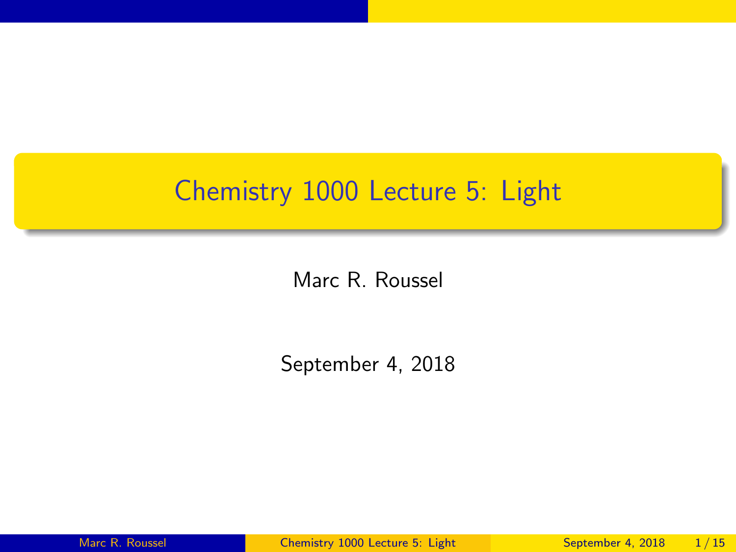# Chemistry 1000 Lecture 5: Light

Marc R. Roussel

September 4, 2018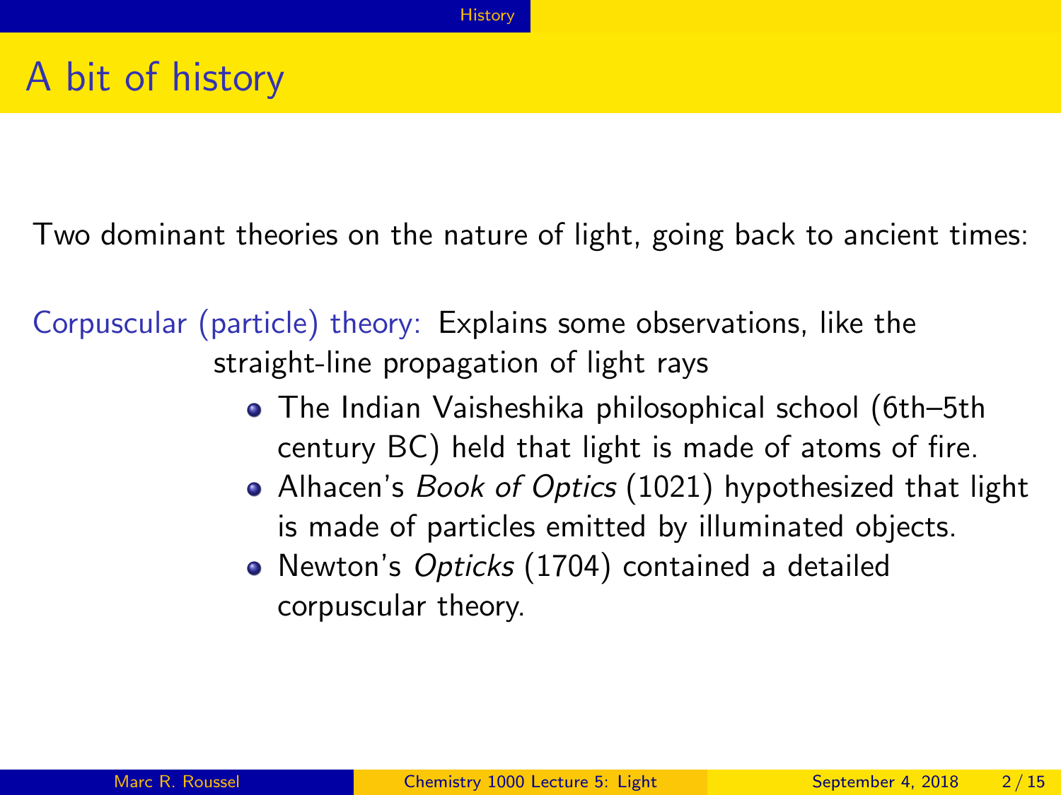# A bit of history

Two dominant theories on the nature of light, going back to ancient times:

Corpuscular (particle) theory: Explains some observations, like the straight-line propagation of light rays

- The Indian Vaisheshika philosophical school (6th–5th century BC) held that light is made of atoms of fire.
- Alhacen's *Book of Optics* (1021) hypothesized that light is made of particles emitted by illuminated objects.
- Newton's *Opticks* (1704) contained a detailed corpuscular theory.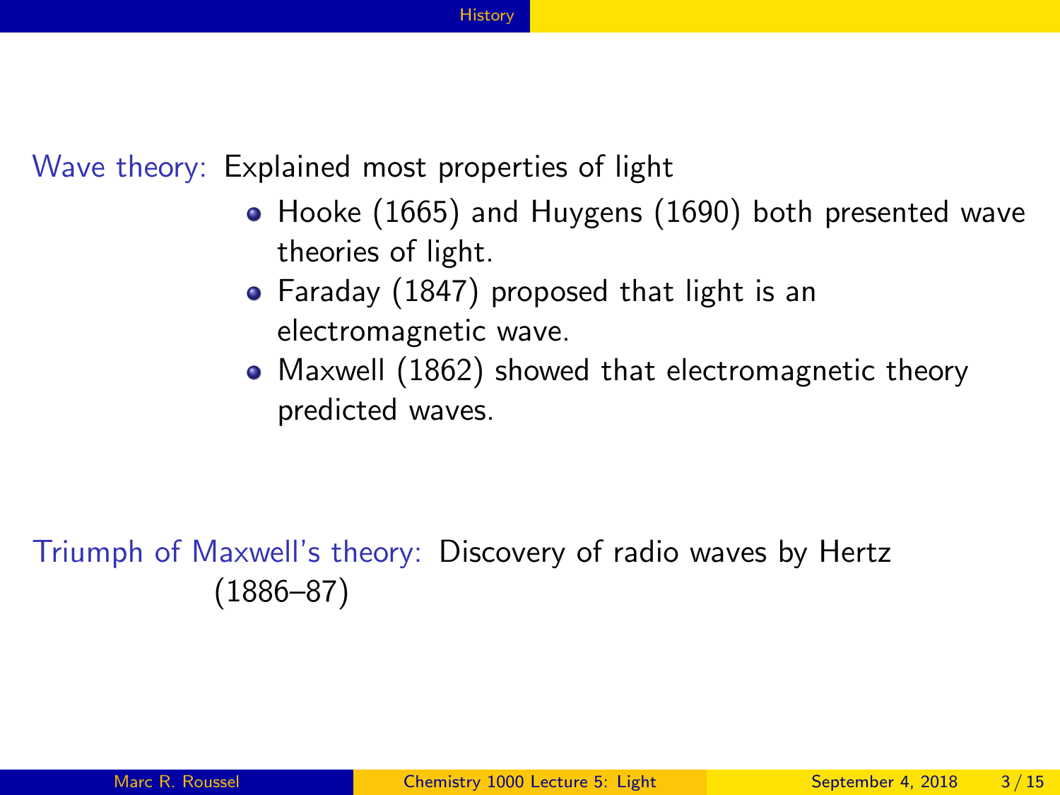Wave theory: Explained most properties of light

- Hooke (1665) and Huygens (1690) both presented wave theories of light.
- Faraday (1847) proposed that light is an electromagnetic wave.
- Maxwell (1862) showed that electromagnetic theory predicted waves.

Triumph of Maxwell's theory: Discovery of radio waves by Hertz (1886–87)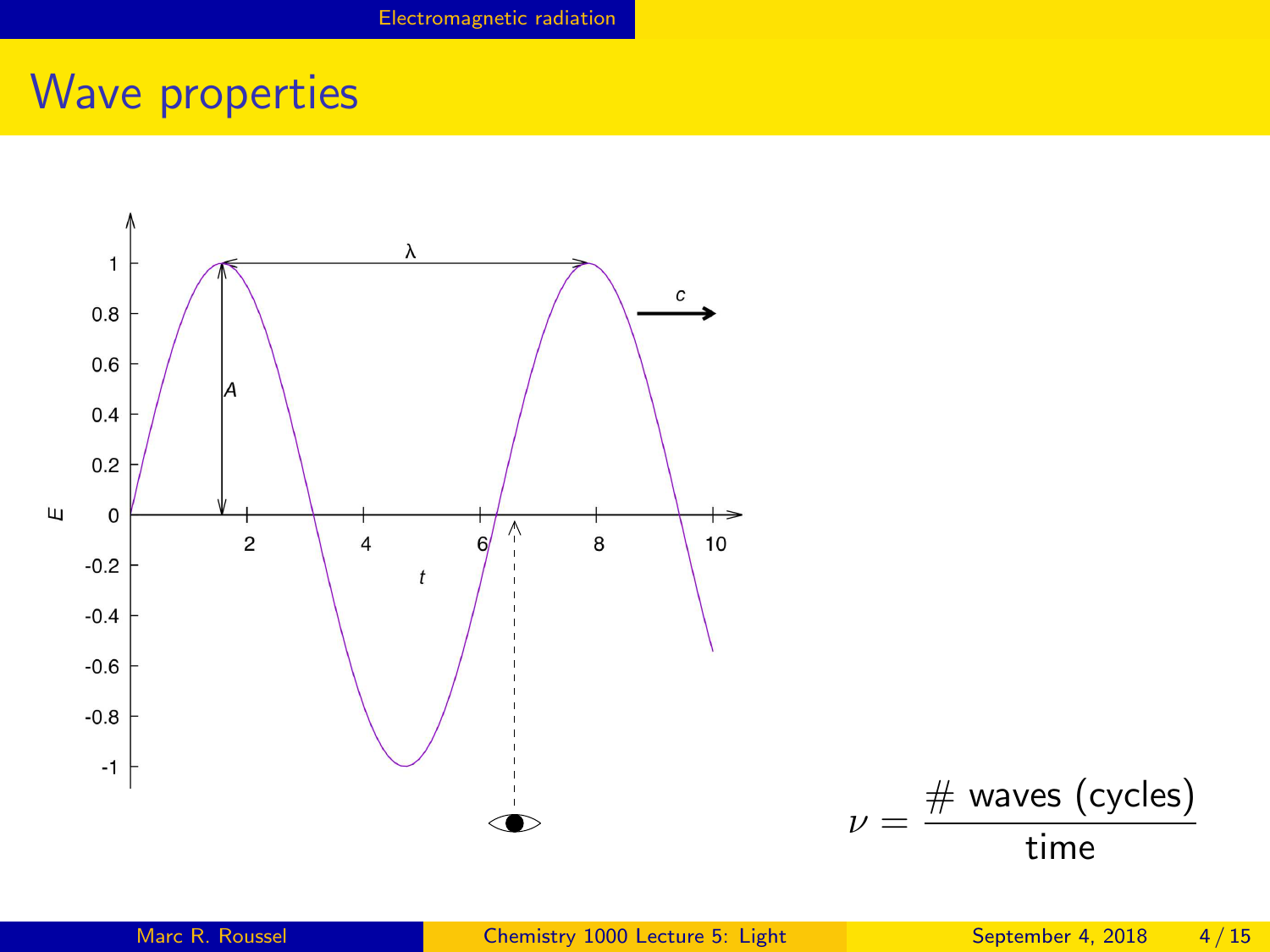# Wave properties

$$\nu = \frac{\#\ \text{waves (cycles)}}{\text{time}}$$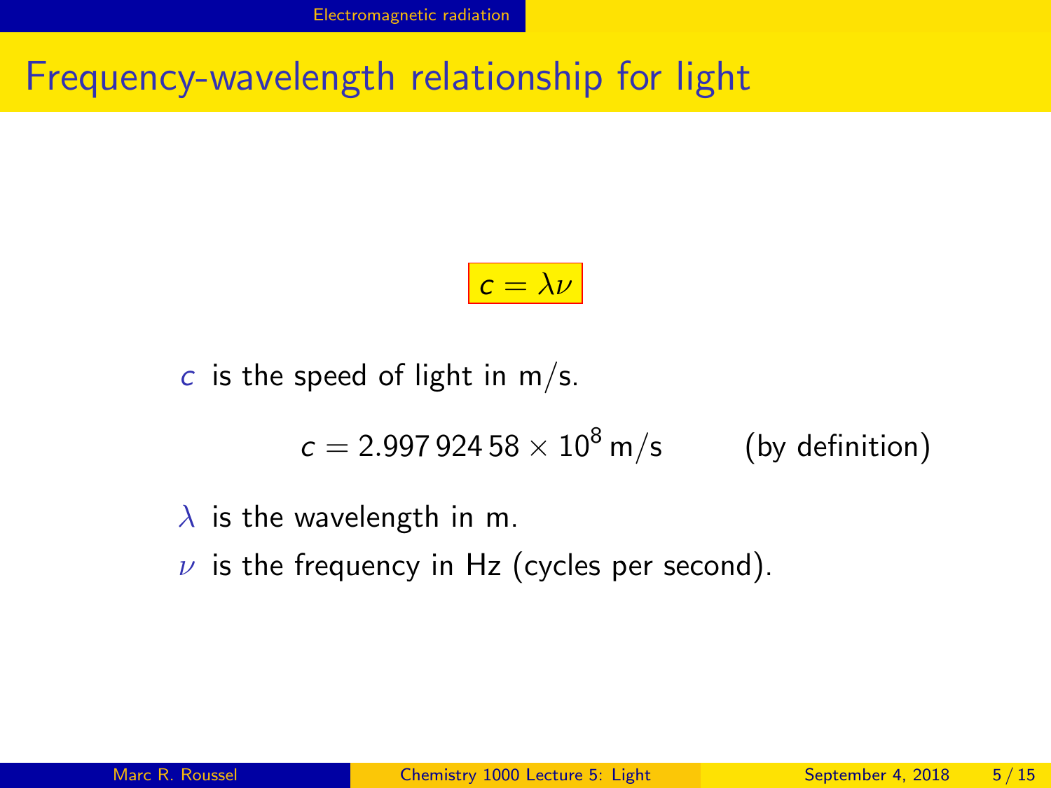# Frequency-wavelength relationship for light

$$c = \lambda\nu$$

$c$ is the speed of light in m/s.

$$c = 2.997\,924\,58 \times 10^8\,\text{m/s} \qquad \text{(by definition)}$$

$\lambda$ is the wavelength in m.

$\nu$ is the frequency in Hz (cycles per second).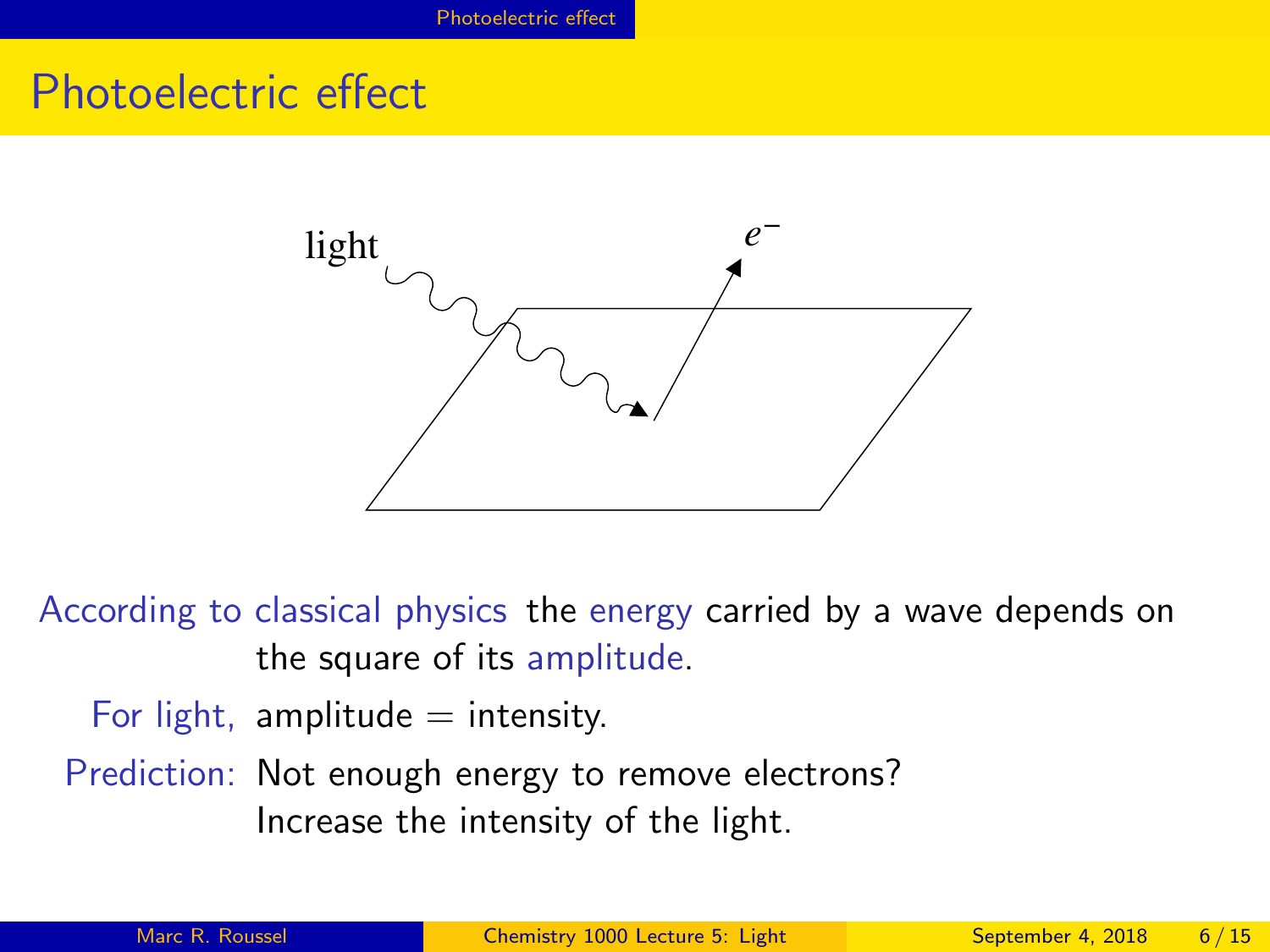# Photoelectric effect

According to classical physics the energy carried by a wave depends on the square of its amplitude.

For light, amplitude = intensity.

Prediction: Not enough energy to remove electrons?
Increase the intensity of the light.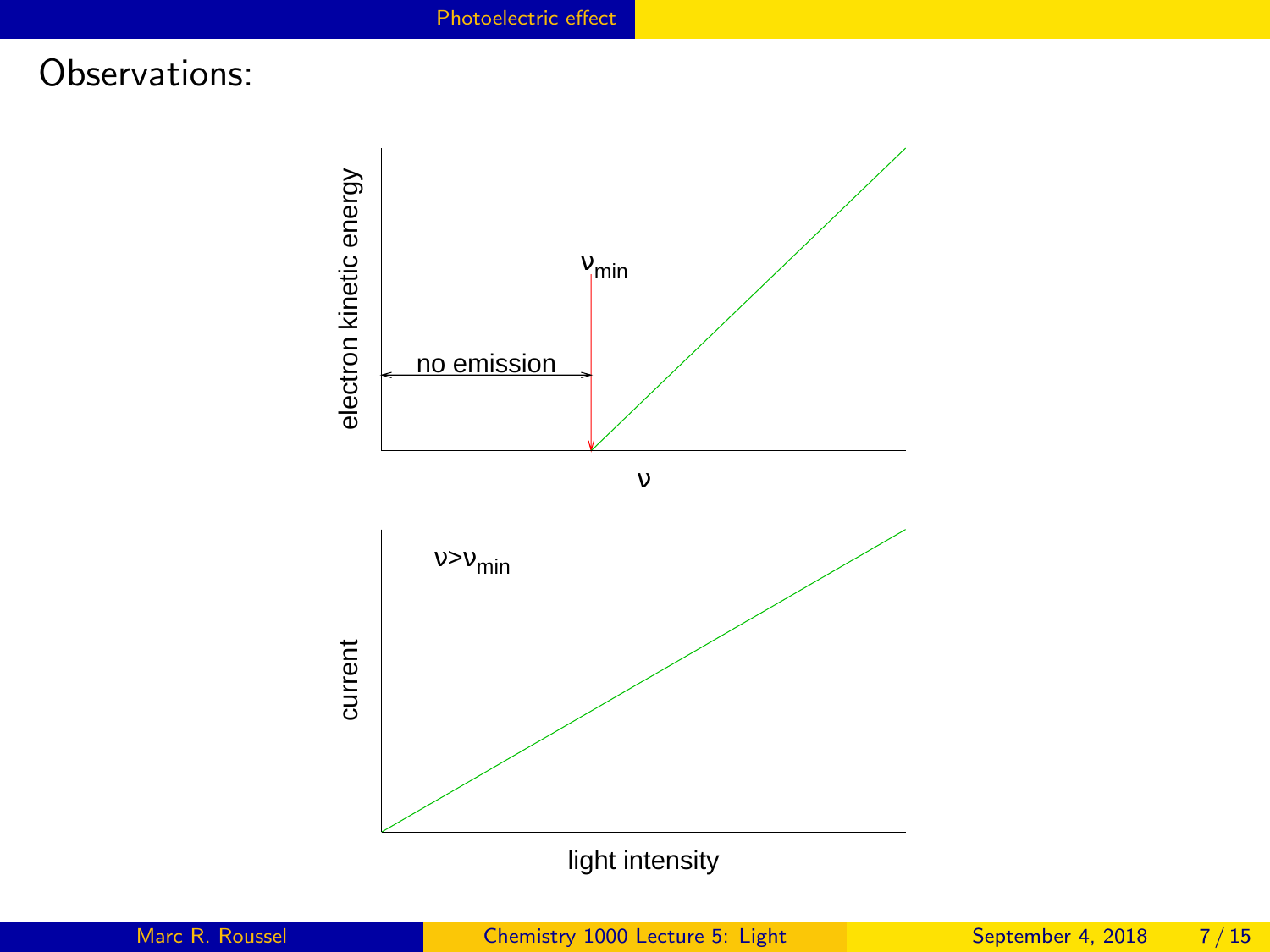Observations:

electron kinetic energy

$\nu_{min}$

no emission

$\nu$

current

$\nu > \nu_{min}$

light intensity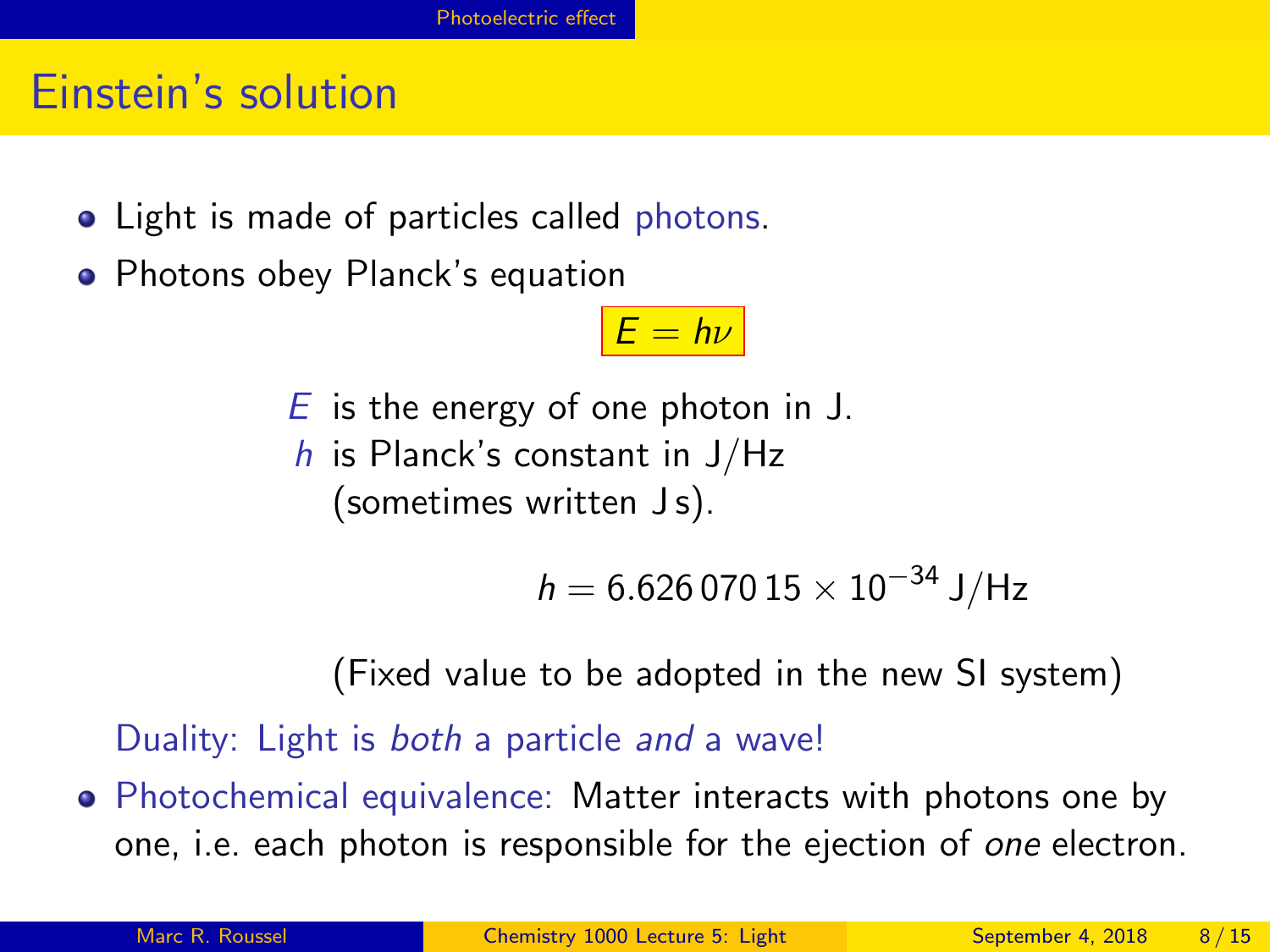# Einstein's solution

- Light is made of particles called photons.
- Photons obey Planck's equation

$$E = h\nu$$

$E$ is the energy of one photon in J.
$h$ is Planck's constant in J/Hz (sometimes written J s).

$$h = 6.626\,070\,15 \times 10^{-34}\ \text{J/Hz}$$

(Fixed value to be adopted in the new SI system)

Duality: Light is *both* a particle *and* a wave!

- Photochemical equivalence: Matter interacts with photons one by one, i.e. each photon is responsible for the ejection of *one* electron.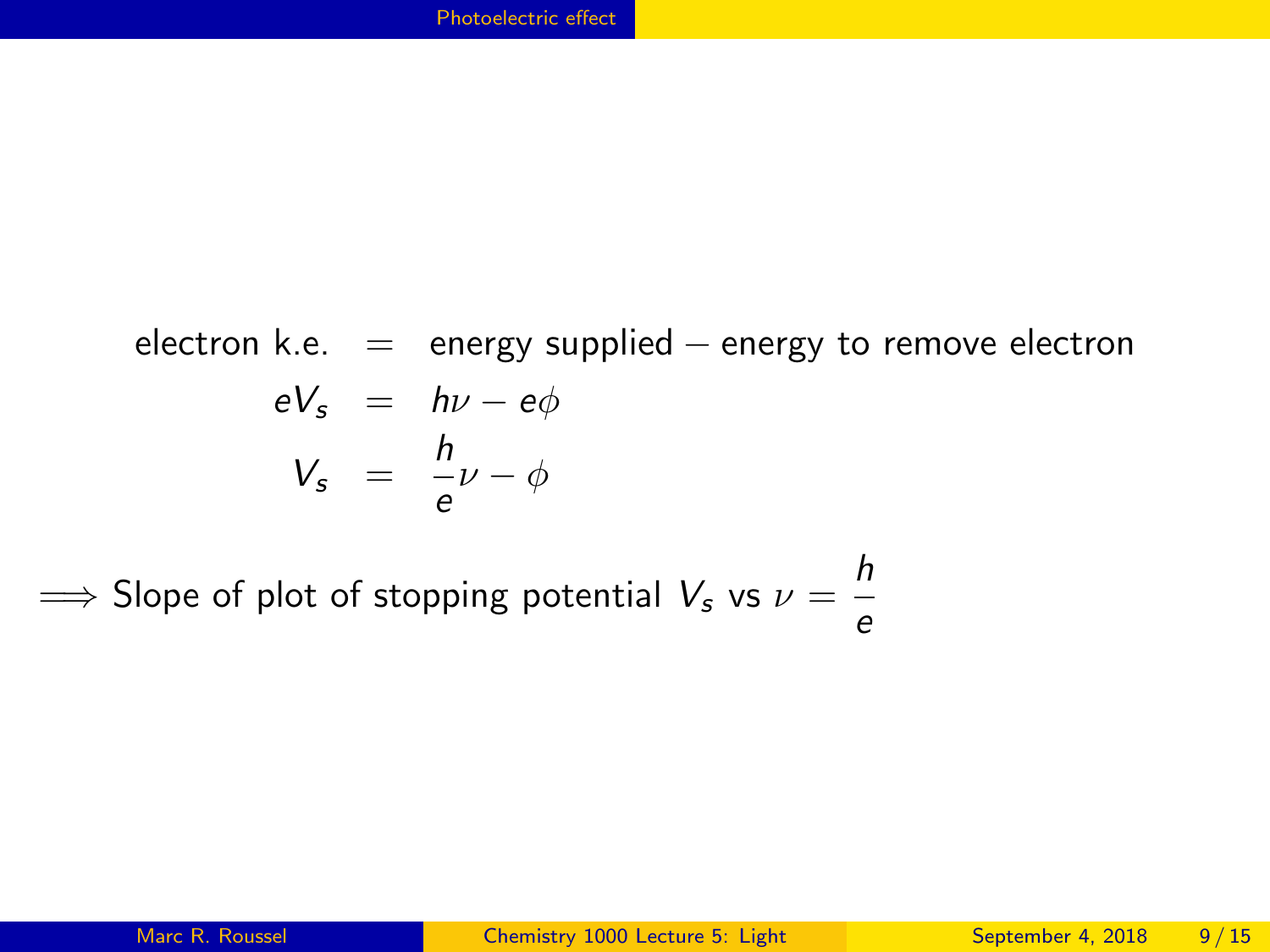$$
\begin{aligned}
\text{electron k.e.} &= \text{energy supplied} - \text{energy to remove electron} \\
eV_s &= h\nu - e\phi \\
V_s &= \frac{h}{e}\nu - \phi
\end{aligned}
$$

$\implies$ Slope of plot of stopping potential $V_s$ vs $\nu = \dfrac{h}{e}$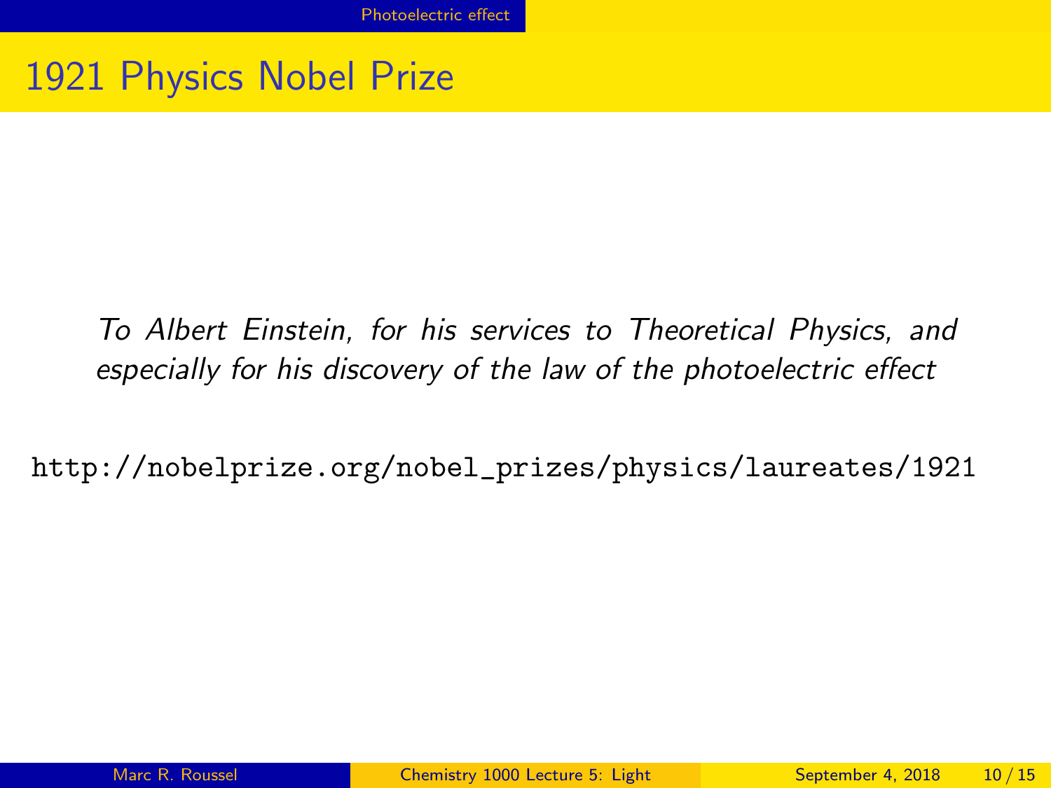# 1921 Physics Nobel Prize

*To Albert Einstein, for his services to Theoretical Physics, and especially for his discovery of the law of the photoelectric effect*

`http://nobelprize.org/nobel_prizes/physics/laureates/1921`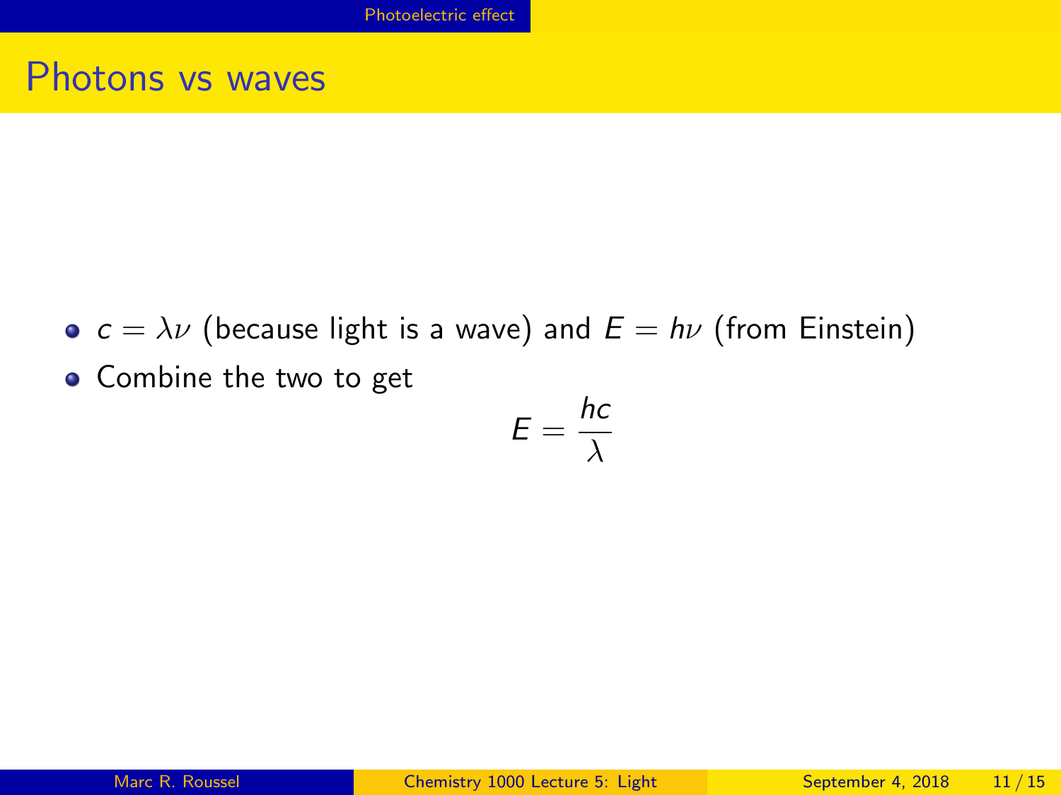## Photons vs waves

- $c = \lambda\nu$ (because light is a wave) and $E = h\nu$ (from Einstein)
- Combine the two to get

$$E = \frac{hc}{\lambda}$$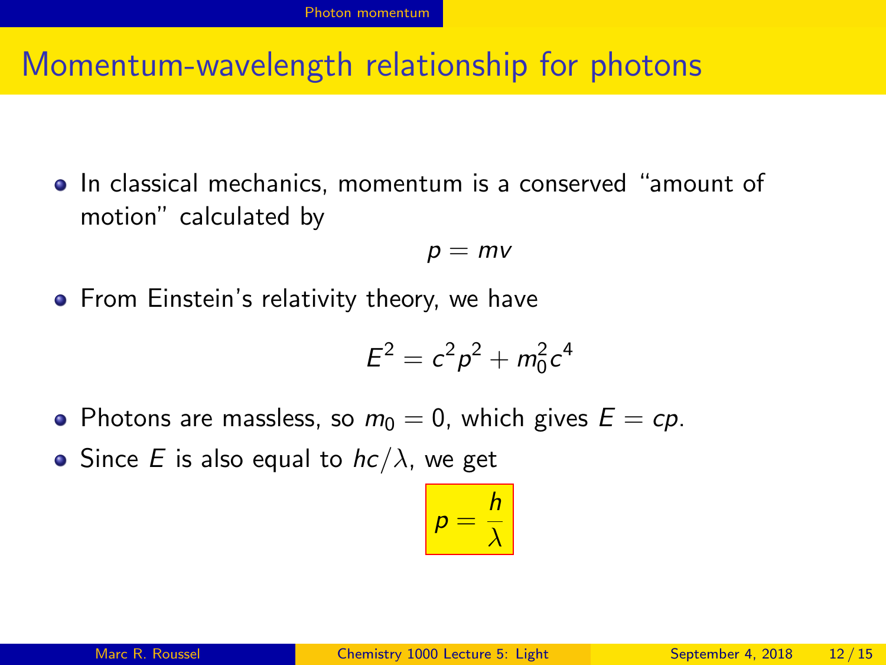# Momentum-wavelength relationship for photons

- In classical mechanics, momentum is a conserved "amount of motion" calculated by

$$p = mv$$

- From Einstein's relativity theory, we have

$$E^2 = c^2 p^2 + m_0^2 c^4$$

- Photons are massless, so $m_0 = 0$, which gives $E = cp$.
- Since $E$ is also equal to $hc/\lambda$, we get

$$\boxed{p = \frac{h}{\lambda}}$$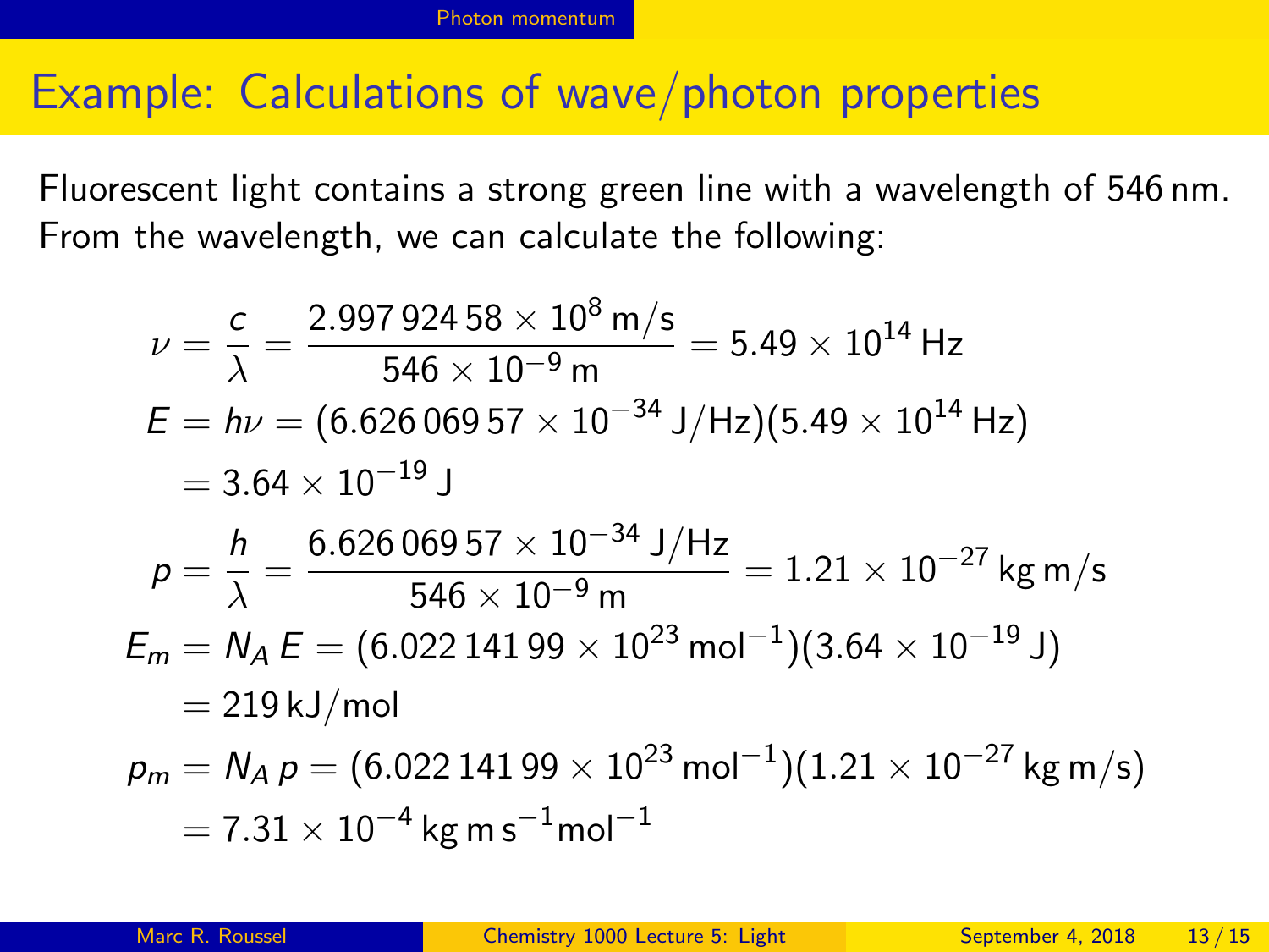## Example: Calculations of wave/photon properties

Fluorescent light contains a strong green line with a wavelength of 546 nm. From the wavelength, we can calculate the following:

$$\nu = \frac{c}{\lambda} = \frac{2.997\,924\,58 \times 10^{8}\,\text{m/s}}{546 \times 10^{-9}\,\text{m}} = 5.49 \times 10^{14}\,\text{Hz}$$

$$E = h\nu = (6.626\,069\,57 \times 10^{-34}\,\text{J/Hz})(5.49 \times 10^{14}\,\text{Hz})$$
$$= 3.64 \times 10^{-19}\,\text{J}$$

$$p = \frac{h}{\lambda} = \frac{6.626\,069\,57 \times 10^{-34}\,\text{J/Hz}}{546 \times 10^{-9}\,\text{m}} = 1.21 \times 10^{-27}\,\text{kg m/s}$$

$$E_m = N_A\,E = (6.022\,141\,99 \times 10^{23}\,\text{mol}^{-1})(3.64 \times 10^{-19}\,\text{J})$$
$$= 219\,\text{kJ/mol}$$

$$p_m = N_A\,p = (6.022\,141\,99 \times 10^{23}\,\text{mol}^{-1})(1.21 \times 10^{-27}\,\text{kg m/s})$$
$$= 7.31 \times 10^{-4}\,\text{kg m s}^{-1}\text{mol}^{-1}$$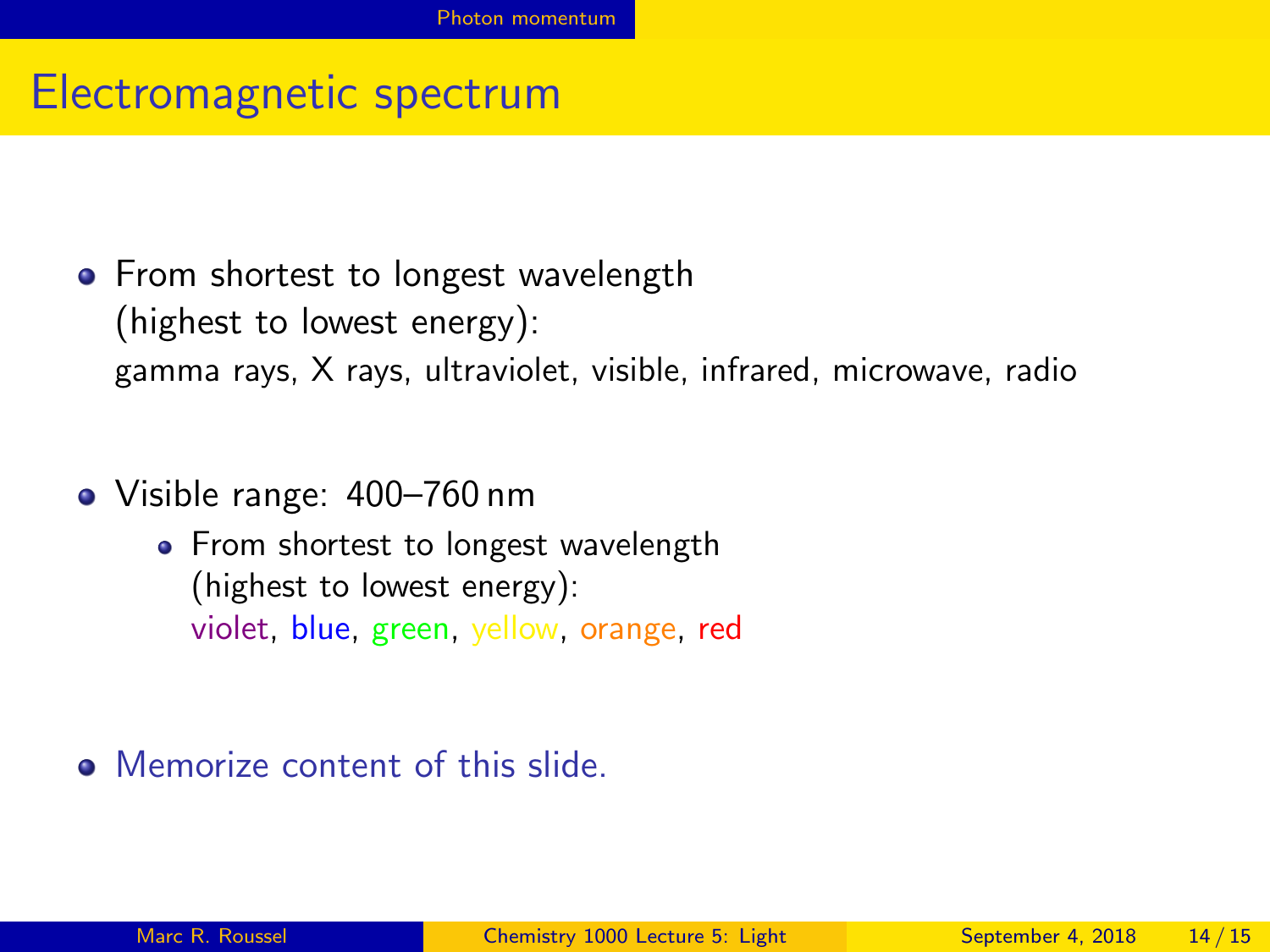# Electromagnetic spectrum

- From shortest to longest wavelength (highest to lowest energy):
  gamma rays, X rays, ultraviolet, visible, infrared, microwave, radio

- Visible range: 400–760 nm
  - From shortest to longest wavelength (highest to lowest energy):
    violet, blue, green, yellow, orange, red

- Memorize content of this slide.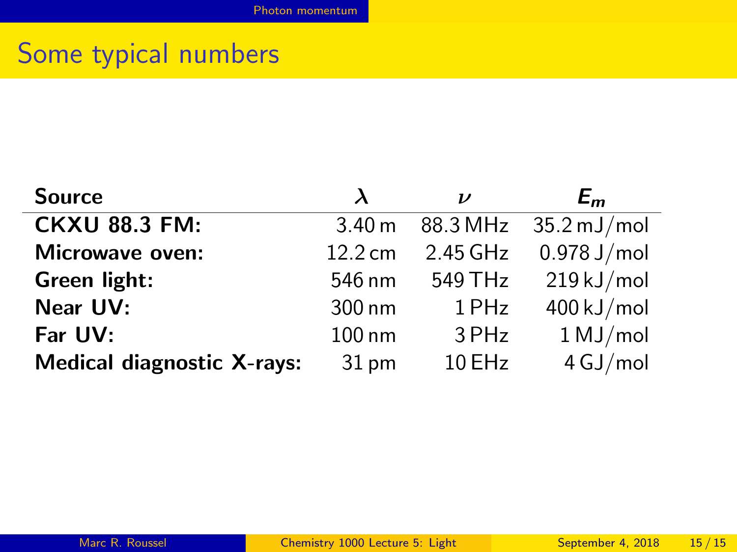# Some typical numbers

| Source | $\lambda$ | $\nu$ | $E_m$ |
|---|---|---|---|
| **CKXU 88.3 FM:** | 3.40 m | 88.3 MHz | 35.2 mJ/mol |
| **Microwave oven:** | 12.2 cm | 2.45 GHz | 0.978 J/mol |
| **Green light:** | 546 nm | 549 THz | 219 kJ/mol |
| **Near UV:** | 300 nm | 1 PHz | 400 kJ/mol |
| **Far UV:** | 100 nm | 3 PHz | 1 MJ/mol |
| **Medical diagnostic X-rays:** | 31 pm | 10 EHz | 4 GJ/mol |